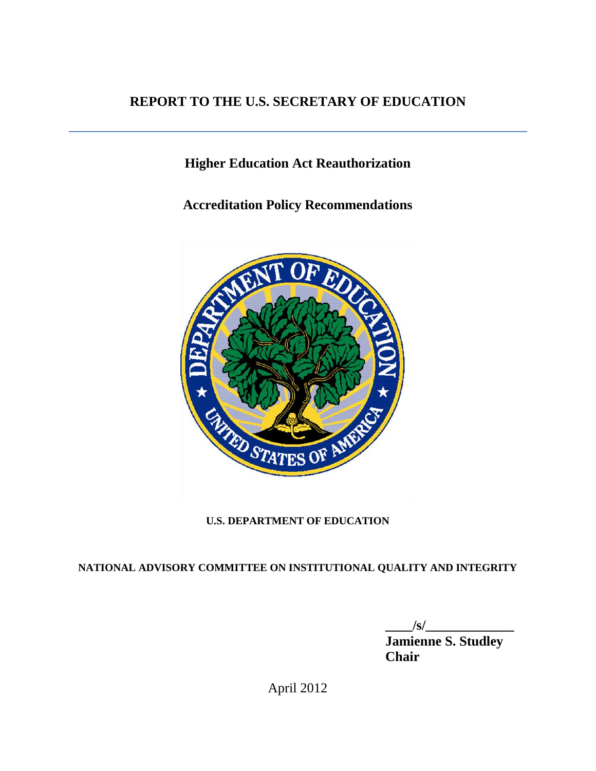# REPORT TO THE U.S. SECRETARY OF EDUCATION

---

## Higher Education Act Reauthorization

## Accreditation Policy Recommendations

**U.S. DEPARTMENT OF EDUCATION**

**NATIONAL ADVISORY COMMITTEE ON INSTITUTIONAL QUALITY AND INTEGRITY**

**____/s/_____________**
**Jamienne S. Studley**
**Chair**

April 2012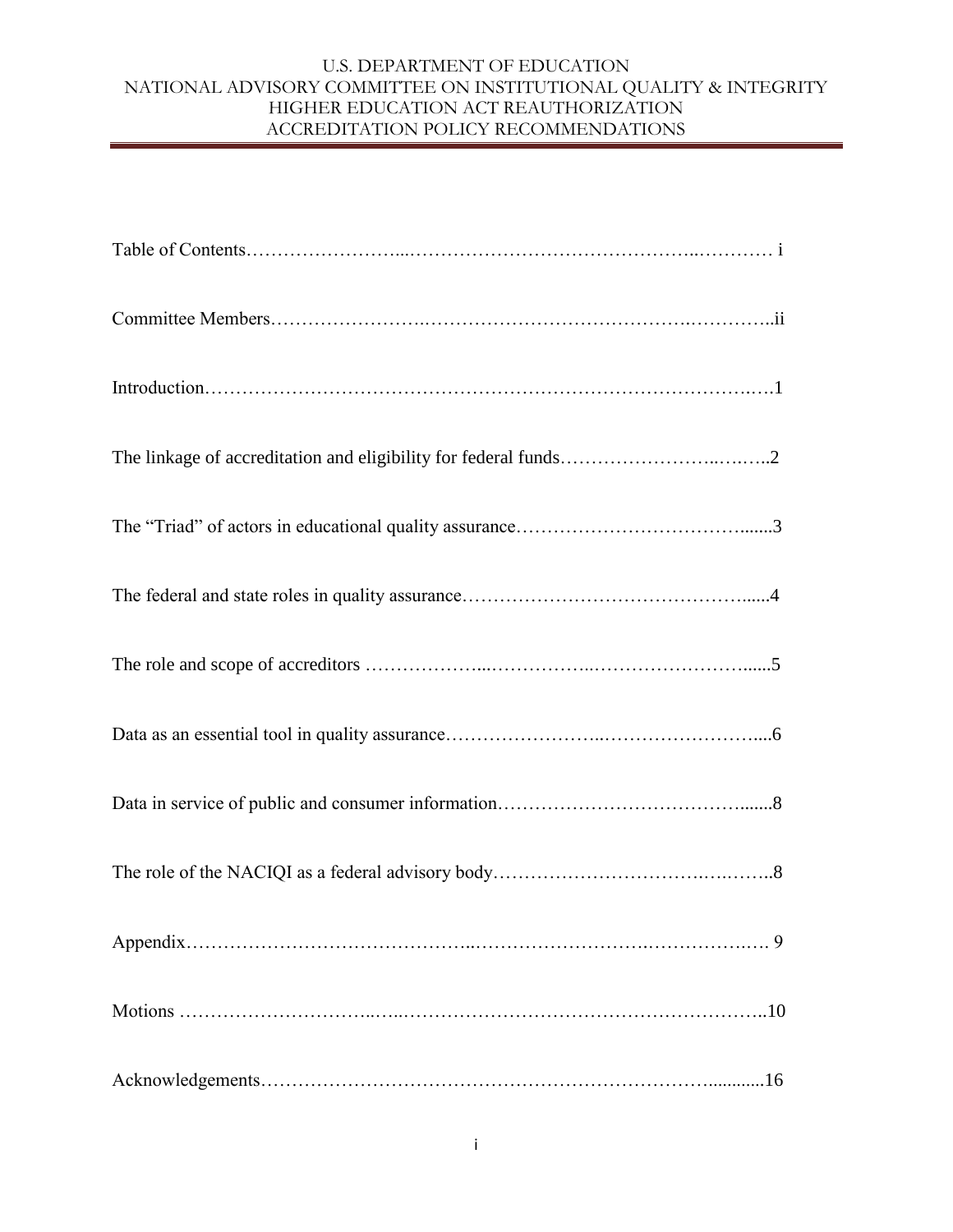U.S. DEPARTMENT OF EDUCATION
NATIONAL ADVISORY COMMITTEE ON INSTITUTIONAL QUALITY & INTEGRITY
HIGHER EDUCATION ACT REAUTHORIZATION
ACCREDITATION POLICY RECOMMENDATIONS

Table of Contents…………………………………………………………………… i

Committee Members……………………………………………………………………ii

Introduction……………………………………………………………………………1

The linkage of accreditation and eligibility for federal funds……………………………2

The "Triad" of actors in educational quality assurance…………………………………3

The federal and state roles in quality assurance…………………………………………4

The role and scope of accreditors ………………………………………………………5

Data as an essential tool in quality assurance……………………………………………6

Data in service of public and consumer information………………………………………8

The role of the NACIQI as a federal advisory body…………………………………………8

Appendix……………………………………………………………………………… 9

Motions ……………………………………………………………………………………10

Acknowledgements…………………………………………………………………………16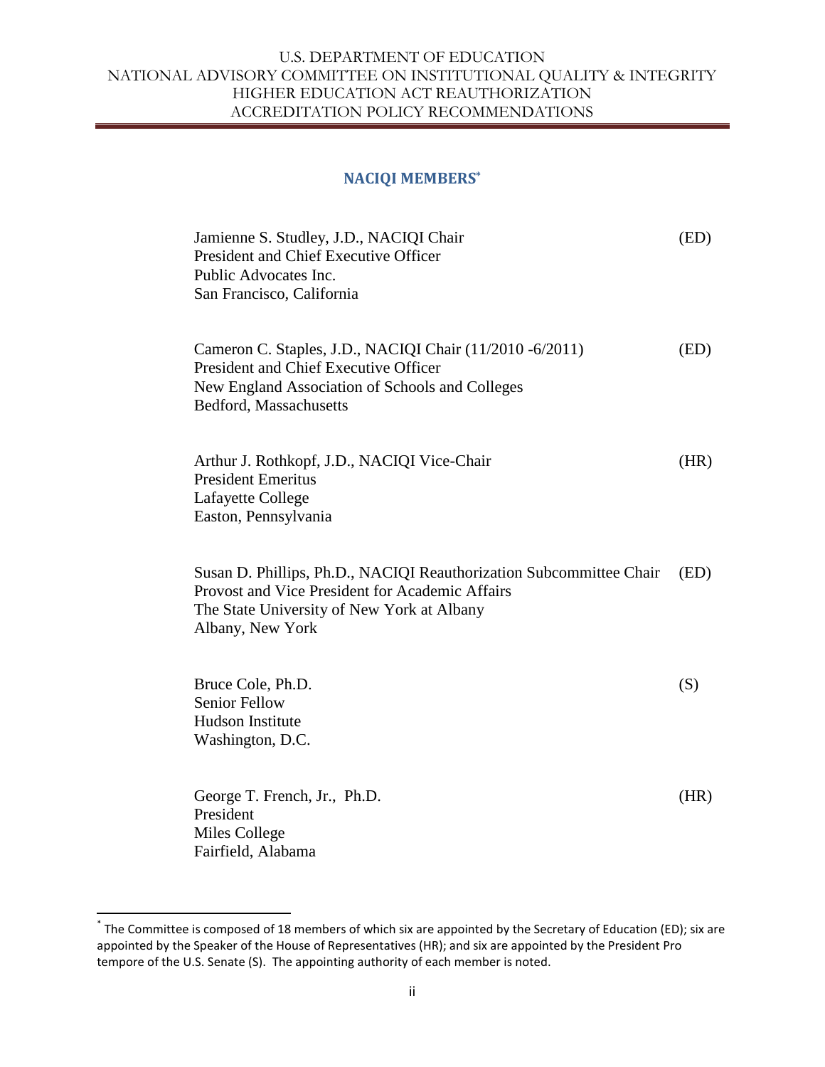## NACIQI MEMBERS[*]

Jamienne S. Studley, J.D., NACIQI Chair (ED)
President and Chief Executive Officer
Public Advocates Inc.
San Francisco, California

Cameron C. Staples, J.D., NACIQI Chair (11/2010 -6/2011) (ED)
President and Chief Executive Officer
New England Association of Schools and Colleges
Bedford, Massachusetts

Arthur J. Rothkopf, J.D., NACIQI Vice-Chair (HR)
President Emeritus
Lafayette College
Easton, Pennsylvania

Susan D. Phillips, Ph.D., NACIQI Reauthorization Subcommittee Chair (ED)
Provost and Vice President for Academic Affairs
The State University of New York at Albany
Albany, New York

Bruce Cole, Ph.D. (S)
Senior Fellow
Hudson Institute
Washington, D.C.

George T. French, Jr., Ph.D. (HR)
President
Miles College
Fairfield, Alabama

---

[*] The Committee is composed of 18 members of which six are appointed by the Secretary of Education (ED); six are appointed by the Speaker of the House of Representatives (HR); and six are appointed by the President Pro tempore of the U.S. Senate (S). The appointing authority of each member is noted.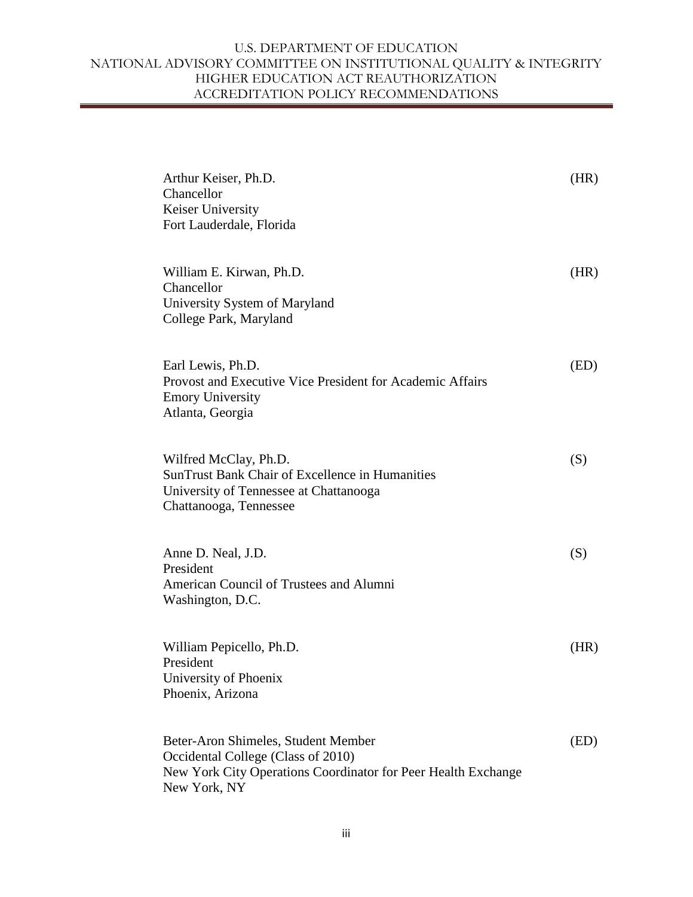Arthur Keiser, Ph.D. (HR)
Chancellor
Keiser University
Fort Lauderdale, Florida

William E. Kirwan, Ph.D. (HR)
Chancellor
University System of Maryland
College Park, Maryland

Earl Lewis, Ph.D. (ED)
Provost and Executive Vice President for Academic Affairs
Emory University
Atlanta, Georgia

Wilfred McClay, Ph.D. (S)
SunTrust Bank Chair of Excellence in Humanities
University of Tennessee at Chattanooga
Chattanooga, Tennessee

Anne D. Neal, J.D. (S)
President
American Council of Trustees and Alumni
Washington, D.C.

William Pepicello, Ph.D. (HR)
President
University of Phoenix
Phoenix, Arizona

Beter-Aron Shimeles, Student Member (ED)
Occidental College (Class of 2010)
New York City Operations Coordinator for Peer Health Exchange
New York, NY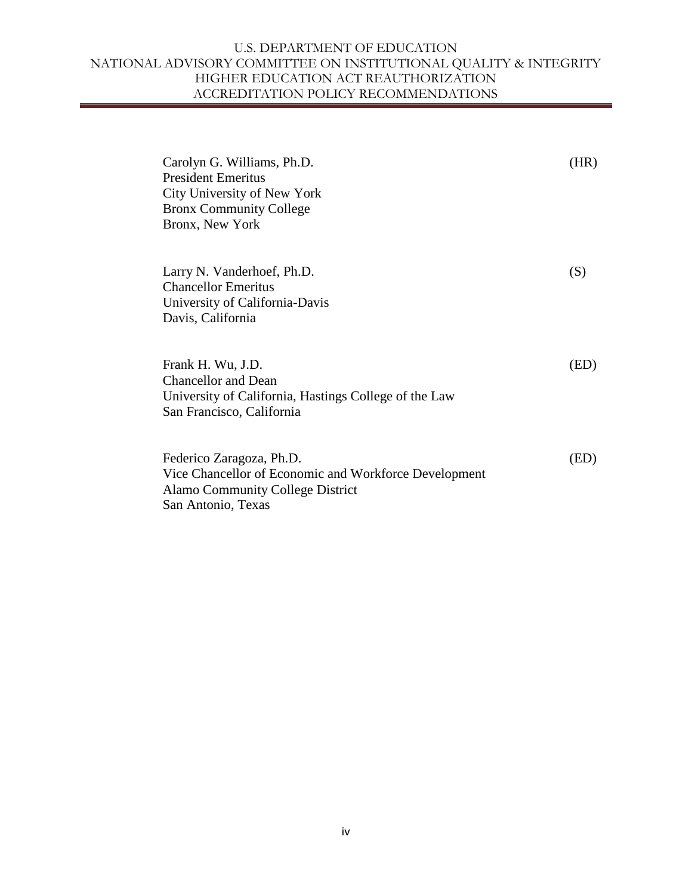Carolyn G. Williams, Ph.D. (HR)
President Emeritus
City University of New York
Bronx Community College
Bronx, New York

Larry N. Vanderhoef, Ph.D. (S)
Chancellor Emeritus
University of California-Davis
Davis, California

Frank H. Wu, J.D. (ED)
Chancellor and Dean
University of California, Hastings College of the Law
San Francisco, California

Federico Zaragoza, Ph.D. (ED)
Vice Chancellor of Economic and Workforce Development
Alamo Community College District
San Antonio, Texas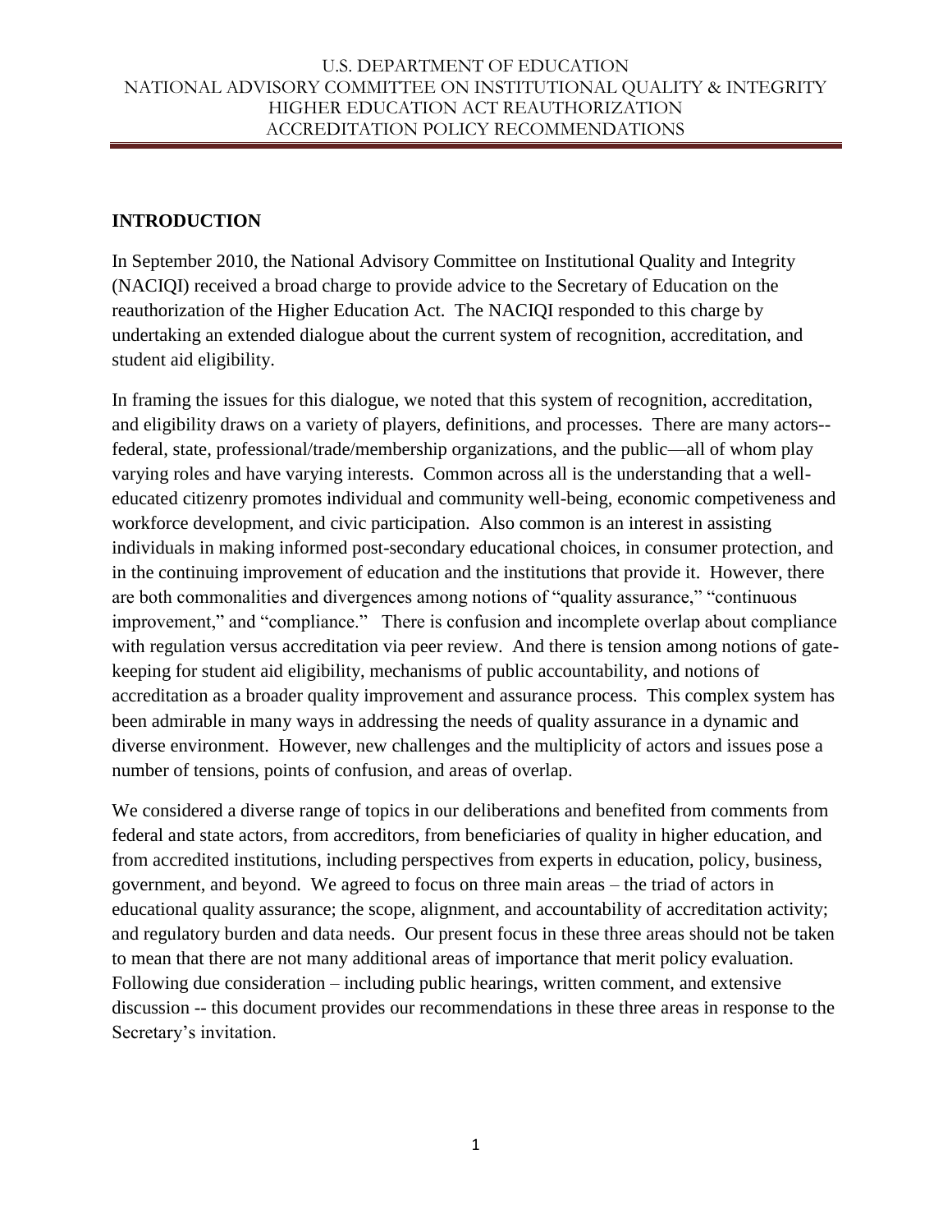## INTRODUCTION

In September 2010, the National Advisory Committee on Institutional Quality and Integrity (NACIQI) received a broad charge to provide advice to the Secretary of Education on the reauthorization of the Higher Education Act. The NACIQI responded to this charge by undertaking an extended dialogue about the current system of recognition, accreditation, and student aid eligibility.

In framing the issues for this dialogue, we noted that this system of recognition, accreditation, and eligibility draws on a variety of players, definitions, and processes. There are many actors--federal, state, professional/trade/membership organizations, and the public—all of whom play varying roles and have varying interests. Common across all is the understanding that a well-educated citizenry promotes individual and community well-being, economic competitiveness and workforce development, and civic participation. Also common is an interest in assisting individuals in making informed post-secondary educational choices, in consumer protection, and in the continuing improvement of education and the institutions that provide it. However, there are both commonalities and divergences among notions of "quality assurance," "continuous improvement," and "compliance." There is confusion and incomplete overlap about compliance with regulation versus accreditation via peer review. And there is tension among notions of gate-keeping for student aid eligibility, mechanisms of public accountability, and notions of accreditation as a broader quality improvement and assurance process. This complex system has been admirable in many ways in addressing the needs of quality assurance in a dynamic and diverse environment. However, new challenges and the multiplicity of actors and issues pose a number of tensions, points of confusion, and areas of overlap.

We considered a diverse range of topics in our deliberations and benefited from comments from federal and state actors, from accreditors, from beneficiaries of quality in higher education, and from accredited institutions, including perspectives from experts in education, policy, business, government, and beyond. We agreed to focus on three main areas – the triad of actors in educational quality assurance; the scope, alignment, and accountability of accreditation activity; and regulatory burden and data needs. Our present focus in these three areas should not be taken to mean that there are not many additional areas of importance that merit policy evaluation. Following due consideration – including public hearings, written comment, and extensive discussion -- this document provides our recommendations in these three areas in response to the Secretary's invitation.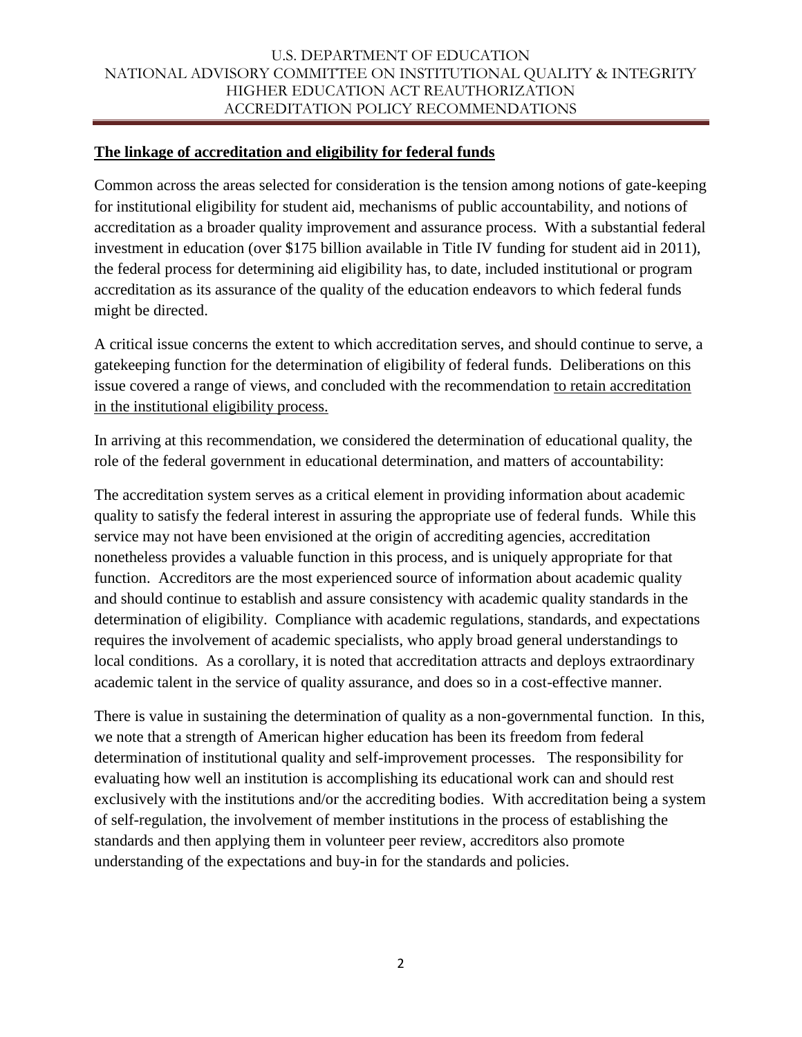## The linkage of accreditation and eligibility for federal funds

Common across the areas selected for consideration is the tension among notions of gate-keeping for institutional eligibility for student aid, mechanisms of public accountability, and notions of accreditation as a broader quality improvement and assurance process. With a substantial federal investment in education (over $175 billion available in Title IV funding for student aid in 2011), the federal process for determining aid eligibility has, to date, included institutional or program accreditation as its assurance of the quality of the education endeavors to which federal funds might be directed.

A critical issue concerns the extent to which accreditation serves, and should continue to serve, a gatekeeping function for the determination of eligibility of federal funds. Deliberations on this issue covered a range of views, and concluded with the recommendation <u>to retain accreditation in the institutional eligibility process.</u>

In arriving at this recommendation, we considered the determination of educational quality, the role of the federal government in educational determination, and matters of accountability:

The accreditation system serves as a critical element in providing information about academic quality to satisfy the federal interest in assuring the appropriate use of federal funds. While this service may not have been envisioned at the origin of accrediting agencies, accreditation nonetheless provides a valuable function in this process, and is uniquely appropriate for that function. Accreditors are the most experienced source of information about academic quality and should continue to establish and assure consistency with academic quality standards in the determination of eligibility. Compliance with academic regulations, standards, and expectations requires the involvement of academic specialists, who apply broad general understandings to local conditions. As a corollary, it is noted that accreditation attracts and deploys extraordinary academic talent in the service of quality assurance, and does so in a cost-effective manner.

There is value in sustaining the determination of quality as a non-governmental function. In this, we note that a strength of American higher education has been its freedom from federal determination of institutional quality and self-improvement processes. The responsibility for evaluating how well an institution is accomplishing its educational work can and should rest exclusively with the institutions and/or the accrediting bodies. With accreditation being a system of self-regulation, the involvement of member institutions in the process of establishing the standards and then applying them in volunteer peer review, accreditors also promote understanding of the expectations and buy-in for the standards and policies.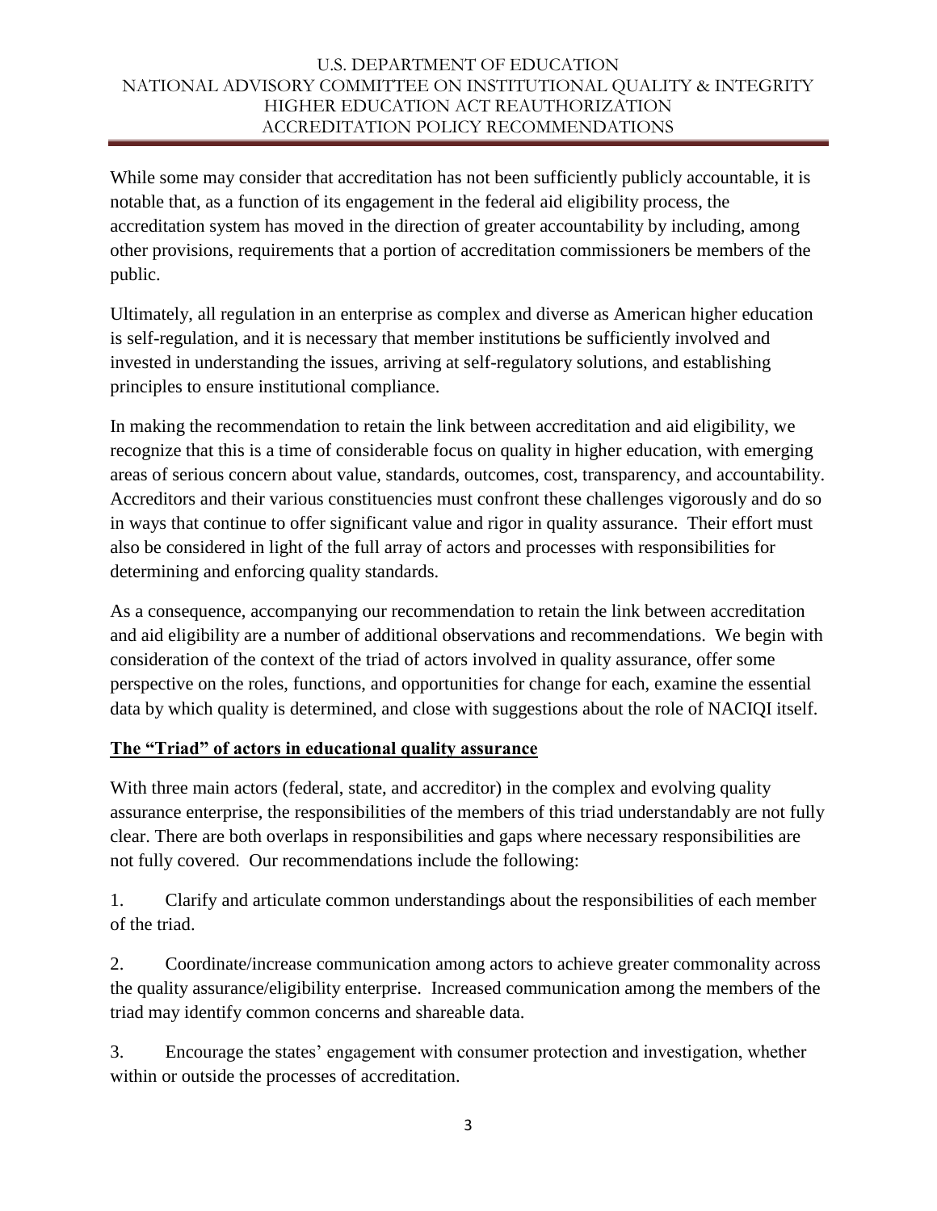While some may consider that accreditation has not been sufficiently publicly accountable, it is notable that, as a function of its engagement in the federal aid eligibility process, the accreditation system has moved in the direction of greater accountability by including, among other provisions, requirements that a portion of accreditation commissioners be members of the public.

Ultimately, all regulation in an enterprise as complex and diverse as American higher education is self-regulation, and it is necessary that member institutions be sufficiently involved and invested in understanding the issues, arriving at self-regulatory solutions, and establishing principles to ensure institutional compliance.

In making the recommendation to retain the link between accreditation and aid eligibility, we recognize that this is a time of considerable focus on quality in higher education, with emerging areas of serious concern about value, standards, outcomes, cost, transparency, and accountability. Accreditors and their various constituencies must confront these challenges vigorously and do so in ways that continue to offer significant value and rigor in quality assurance. Their effort must also be considered in light of the full array of actors and processes with responsibilities for determining and enforcing quality standards.

As a consequence, accompanying our recommendation to retain the link between accreditation and aid eligibility are a number of additional observations and recommendations. We begin with consideration of the context of the triad of actors involved in quality assurance, offer some perspective on the roles, functions, and opportunities for change for each, examine the essential data by which quality is determined, and close with suggestions about the role of NACIQI itself.

## The "Triad" of actors in educational quality assurance

With three main actors (federal, state, and accreditor) in the complex and evolving quality assurance enterprise, the responsibilities of the members of this triad understandably are not fully clear. There are both overlaps in responsibilities and gaps where necessary responsibilities are not fully covered. Our recommendations include the following:

1. Clarify and articulate common understandings about the responsibilities of each member of the triad.

2. Coordinate/increase communication among actors to achieve greater commonality across the quality assurance/eligibility enterprise. Increased communication among the members of the triad may identify common concerns and shareable data.

3. Encourage the states' engagement with consumer protection and investigation, whether within or outside the processes of accreditation.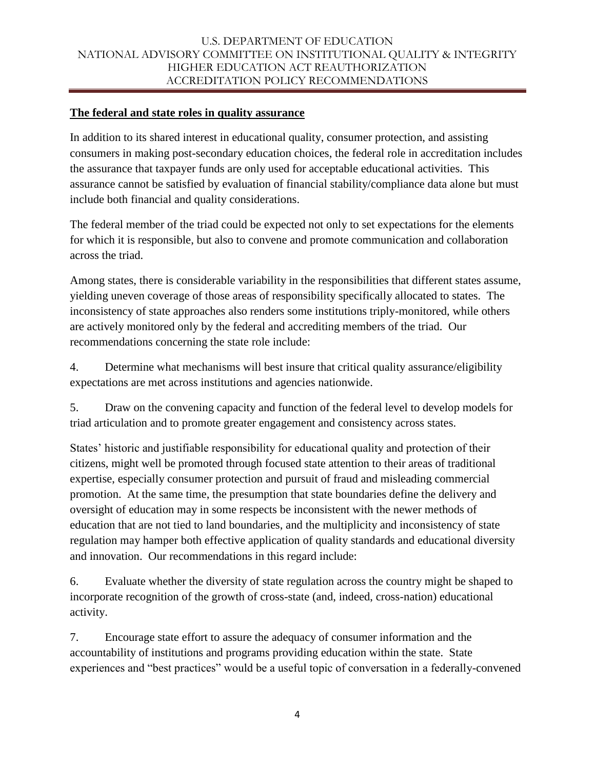**The federal and state roles in quality assurance**

In addition to its shared interest in educational quality, consumer protection, and assisting consumers in making post-secondary education choices, the federal role in accreditation includes the assurance that taxpayer funds are only used for acceptable educational activities. This assurance cannot be satisfied by evaluation of financial stability/compliance data alone but must include both financial and quality considerations.

The federal member of the triad could be expected not only to set expectations for the elements for which it is responsible, but also to convene and promote communication and collaboration across the triad.

Among states, there is considerable variability in the responsibilities that different states assume, yielding uneven coverage of those areas of responsibility specifically allocated to states. The inconsistency of state approaches also renders some institutions triply-monitored, while others are actively monitored only by the federal and accrediting members of the triad. Our recommendations concerning the state role include:

4. Determine what mechanisms will best insure that critical quality assurance/eligibility expectations are met across institutions and agencies nationwide.

5. Draw on the convening capacity and function of the federal level to develop models for triad articulation and to promote greater engagement and consistency across states.

States' historic and justifiable responsibility for educational quality and protection of their citizens, might well be promoted through focused state attention to their areas of traditional expertise, especially consumer protection and pursuit of fraud and misleading commercial promotion. At the same time, the presumption that state boundaries define the delivery and oversight of education may in some respects be inconsistent with the newer methods of education that are not tied to land boundaries, and the multiplicity and inconsistency of state regulation may hamper both effective application of quality standards and educational diversity and innovation. Our recommendations in this regard include:

6. Evaluate whether the diversity of state regulation across the country might be shaped to incorporate recognition of the growth of cross-state (and, indeed, cross-nation) educational activity.

7. Encourage state effort to assure the adequacy of consumer information and the accountability of institutions and programs providing education within the state. State experiences and "best practices" would be a useful topic of conversation in a federally-convened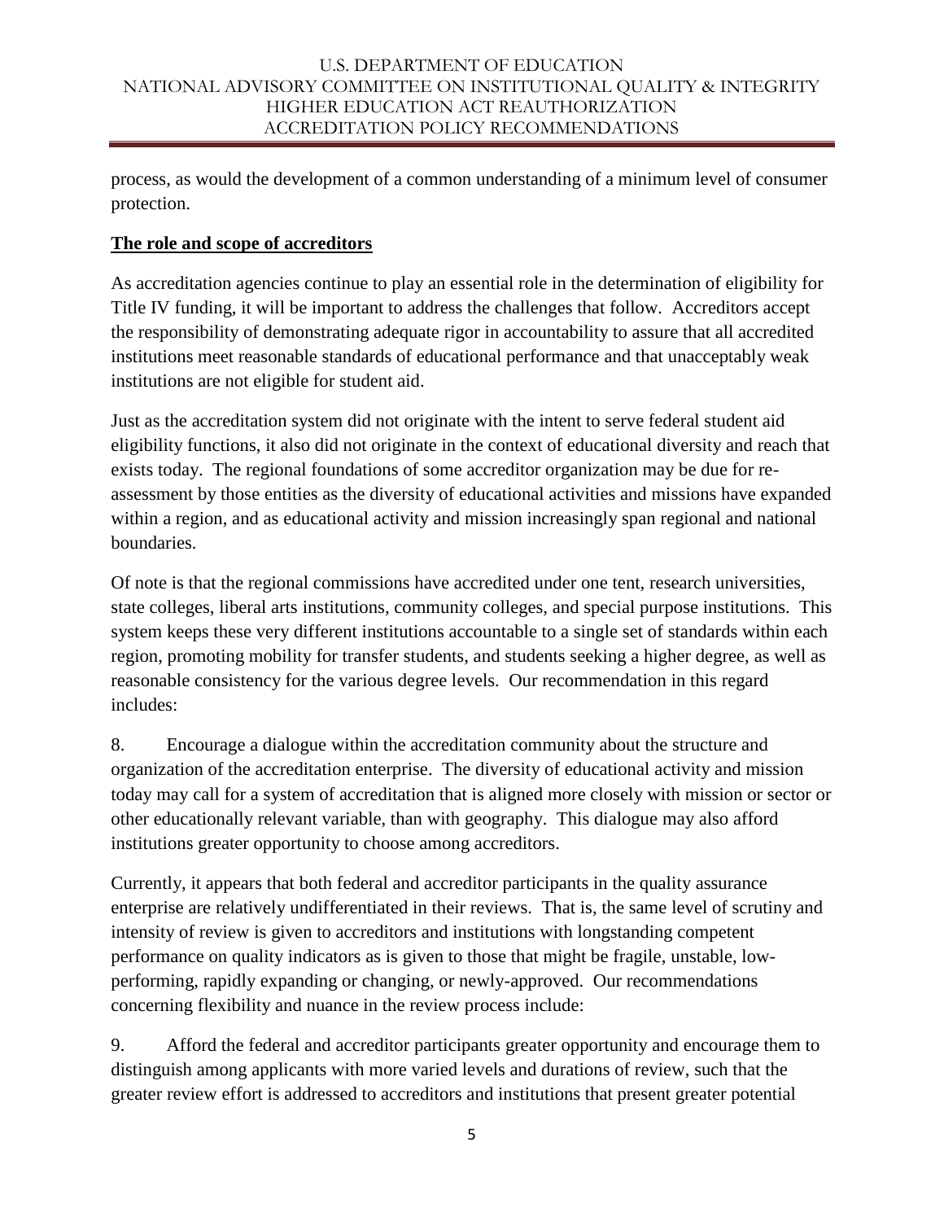process, as would the development of a common understanding of a minimum level of consumer protection.

**The role and scope of accreditors**

As accreditation agencies continue to play an essential role in the determination of eligibility for Title IV funding, it will be important to address the challenges that follow. Accreditors accept the responsibility of demonstrating adequate rigor in accountability to assure that all accredited institutions meet reasonable standards of educational performance and that unacceptably weak institutions are not eligible for student aid.

Just as the accreditation system did not originate with the intent to serve federal student aid eligibility functions, it also did not originate in the context of educational diversity and reach that exists today. The regional foundations of some accreditor organization may be due for re-assessment by those entities as the diversity of educational activities and missions have expanded within a region, and as educational activity and mission increasingly span regional and national boundaries.

Of note is that the regional commissions have accredited under one tent, research universities, state colleges, liberal arts institutions, community colleges, and special purpose institutions. This system keeps these very different institutions accountable to a single set of standards within each region, promoting mobility for transfer students, and students seeking a higher degree, as well as reasonable consistency for the various degree levels. Our recommendation in this regard includes:

8. Encourage a dialogue within the accreditation community about the structure and organization of the accreditation enterprise. The diversity of educational activity and mission today may call for a system of accreditation that is aligned more closely with mission or sector or other educationally relevant variable, than with geography. This dialogue may also afford institutions greater opportunity to choose among accreditors.

Currently, it appears that both federal and accreditor participants in the quality assurance enterprise are relatively undifferentiated in their reviews. That is, the same level of scrutiny and intensity of review is given to accreditors and institutions with longstanding competent performance on quality indicators as is given to those that might be fragile, unstable, low-performing, rapidly expanding or changing, or newly-approved. Our recommendations concerning flexibility and nuance in the review process include:

9. Afford the federal and accreditor participants greater opportunity and encourage them to distinguish among applicants with more varied levels and durations of review, such that the greater review effort is addressed to accreditors and institutions that present greater potential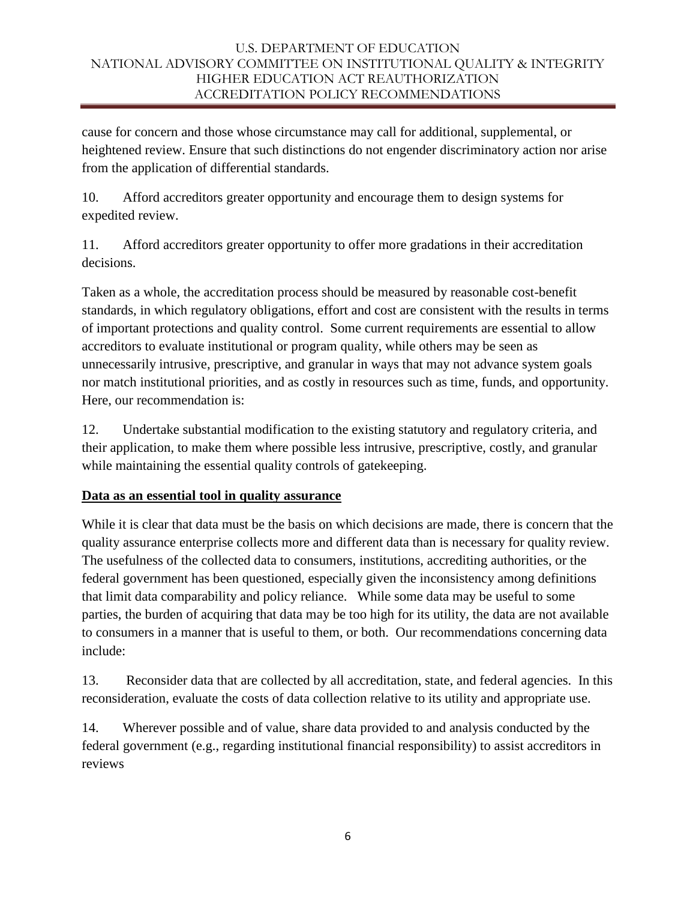cause for concern and those whose circumstance may call for additional, supplemental, or heightened review. Ensure that such distinctions do not engender discriminatory action nor arise from the application of differential standards.

10. Afford accreditors greater opportunity and encourage them to design systems for expedited review.

11. Afford accreditors greater opportunity to offer more gradations in their accreditation decisions.

Taken as a whole, the accreditation process should be measured by reasonable cost-benefit standards, in which regulatory obligations, effort and cost are consistent with the results in terms of important protections and quality control. Some current requirements are essential to allow accreditors to evaluate institutional or program quality, while others may be seen as unnecessarily intrusive, prescriptive, and granular in ways that may not advance system goals nor match institutional priorities, and as costly in resources such as time, funds, and opportunity. Here, our recommendation is:

12. Undertake substantial modification to the existing statutory and regulatory criteria, and their application, to make them where possible less intrusive, prescriptive, costly, and granular while maintaining the essential quality controls of gatekeeping.

**Data as an essential tool in quality assurance**

While it is clear that data must be the basis on which decisions are made, there is concern that the quality assurance enterprise collects more and different data than is necessary for quality review. The usefulness of the collected data to consumers, institutions, accrediting authorities, or the federal government has been questioned, especially given the inconsistency among definitions that limit data comparability and policy reliance. While some data may be useful to some parties, the burden of acquiring that data may be too high for its utility, the data are not available to consumers in a manner that is useful to them, or both. Our recommendations concerning data include:

13. Reconsider data that are collected by all accreditation, state, and federal agencies. In this reconsideration, evaluate the costs of data collection relative to its utility and appropriate use.

14. Wherever possible and of value, share data provided to and analysis conducted by the federal government (e.g., regarding institutional financial responsibility) to assist accreditors in reviews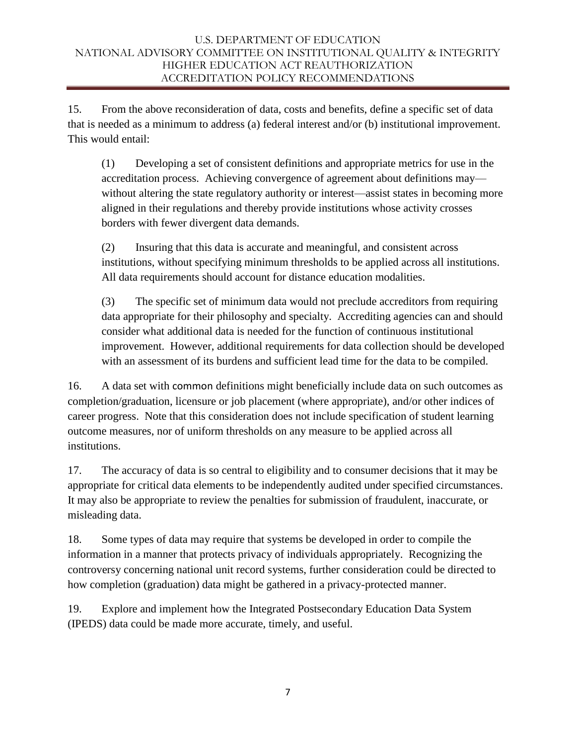15. From the above reconsideration of data, costs and benefits, define a specific set of data that is needed as a minimum to address (a) federal interest and/or (b) institutional improvement. This would entail:

> (1) Developing a set of consistent definitions and appropriate metrics for use in the accreditation process. Achieving convergence of agreement about definitions may—without altering the state regulatory authority or interest—assist states in becoming more aligned in their regulations and thereby provide institutions whose activity crosses borders with fewer divergent data demands.
>
> (2) Insuring that this data is accurate and meaningful, and consistent across institutions, without specifying minimum thresholds to be applied across all institutions. All data requirements should account for distance education modalities.
>
> (3) The specific set of minimum data would not preclude accreditors from requiring data appropriate for their philosophy and specialty. Accrediting agencies can and should consider what additional data is needed for the function of continuous institutional improvement. However, additional requirements for data collection should be developed with an assessment of its burdens and sufficient lead time for the data to be compiled.

16. A data set with common definitions might beneficially include data on such outcomes as completion/graduation, licensure or job placement (where appropriate), and/or other indices of career progress. Note that this consideration does not include specification of student learning outcome measures, nor of uniform thresholds on any measure to be applied across all institutions.

17. The accuracy of data is so central to eligibility and to consumer decisions that it may be appropriate for critical data elements to be independently audited under specified circumstances. It may also be appropriate to review the penalties for submission of fraudulent, inaccurate, or misleading data.

18. Some types of data may require that systems be developed in order to compile the information in a manner that protects privacy of individuals appropriately. Recognizing the controversy concerning national unit record systems, further consideration could be directed to how completion (graduation) data might be gathered in a privacy-protected manner.

19. Explore and implement how the Integrated Postsecondary Education Data System (IPEDS) data could be made more accurate, timely, and useful.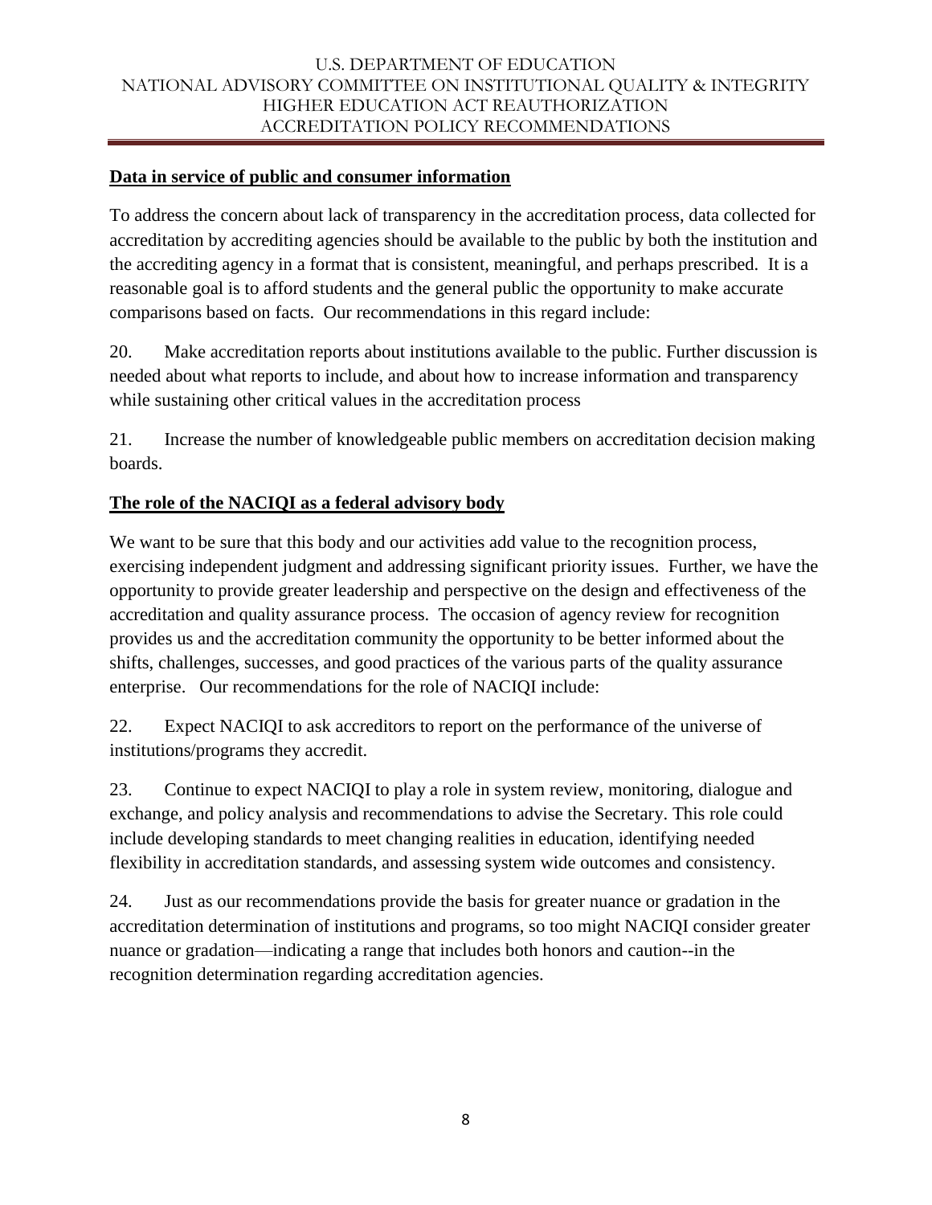## **Data in service of public and consumer information**

To address the concern about lack of transparency in the accreditation process, data collected for accreditation by accrediting agencies should be available to the public by both the institution and the accrediting agency in a format that is consistent, meaningful, and perhaps prescribed. It is a reasonable goal is to afford students and the general public the opportunity to make accurate comparisons based on facts. Our recommendations in this regard include:

20. Make accreditation reports about institutions available to the public. Further discussion is needed about what reports to include, and about how to increase information and transparency while sustaining other critical values in the accreditation process

21. Increase the number of knowledgeable public members on accreditation decision making boards.

## **The role of the NACIQI as a federal advisory body**

We want to be sure that this body and our activities add value to the recognition process, exercising independent judgment and addressing significant priority issues. Further, we have the opportunity to provide greater leadership and perspective on the design and effectiveness of the accreditation and quality assurance process. The occasion of agency review for recognition provides us and the accreditation community the opportunity to be better informed about the shifts, challenges, successes, and good practices of the various parts of the quality assurance enterprise. Our recommendations for the role of NACIQI include:

22. Expect NACIQI to ask accreditors to report on the performance of the universe of institutions/programs they accredit.

23. Continue to expect NACIQI to play a role in system review, monitoring, dialogue and exchange, and policy analysis and recommendations to advise the Secretary. This role could include developing standards to meet changing realities in education, identifying needed flexibility in accreditation standards, and assessing system wide outcomes and consistency.

24. Just as our recommendations provide the basis for greater nuance or gradation in the accreditation determination of institutions and programs, so too might NACIQI consider greater nuance or gradation—indicating a range that includes both honors and caution--in the recognition determination regarding accreditation agencies.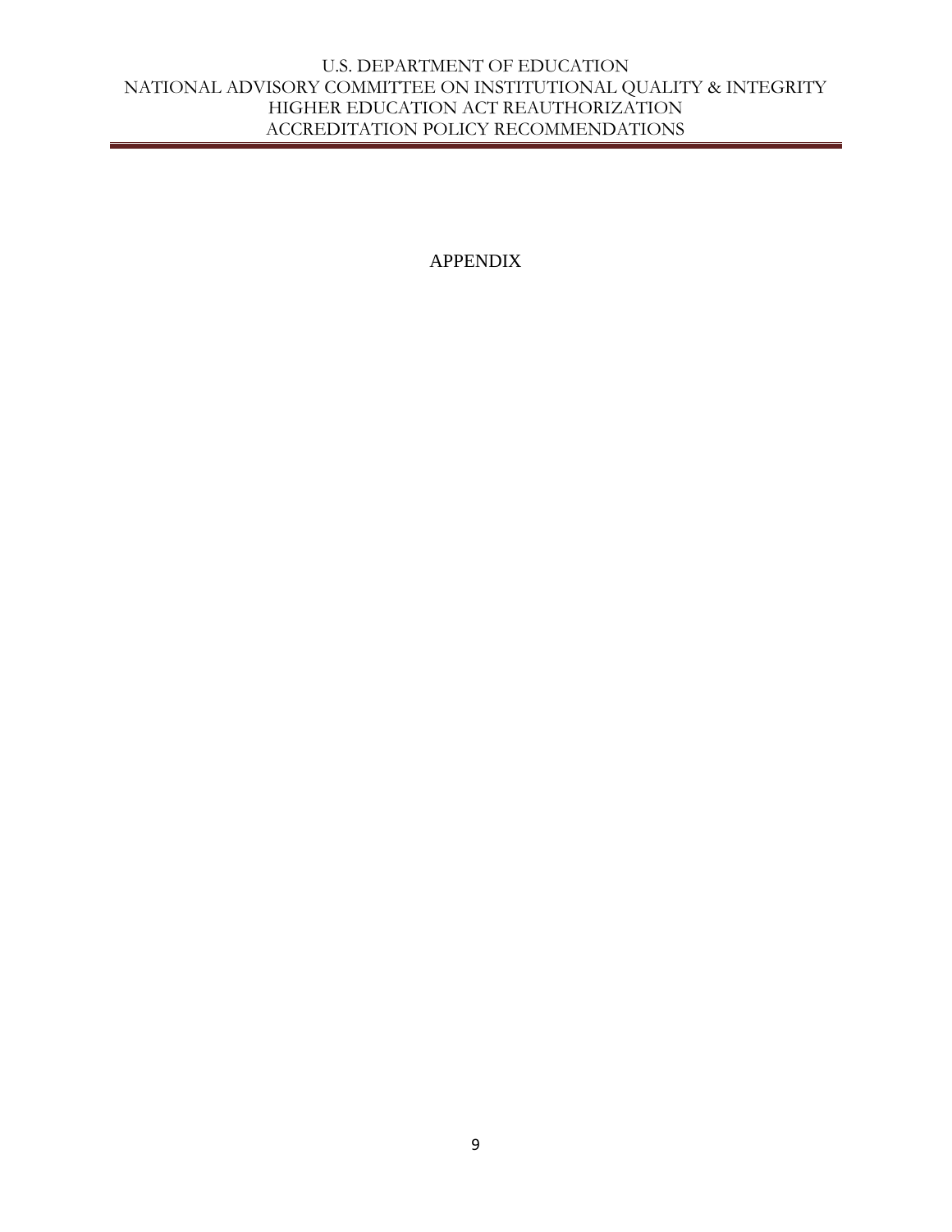# APPENDIX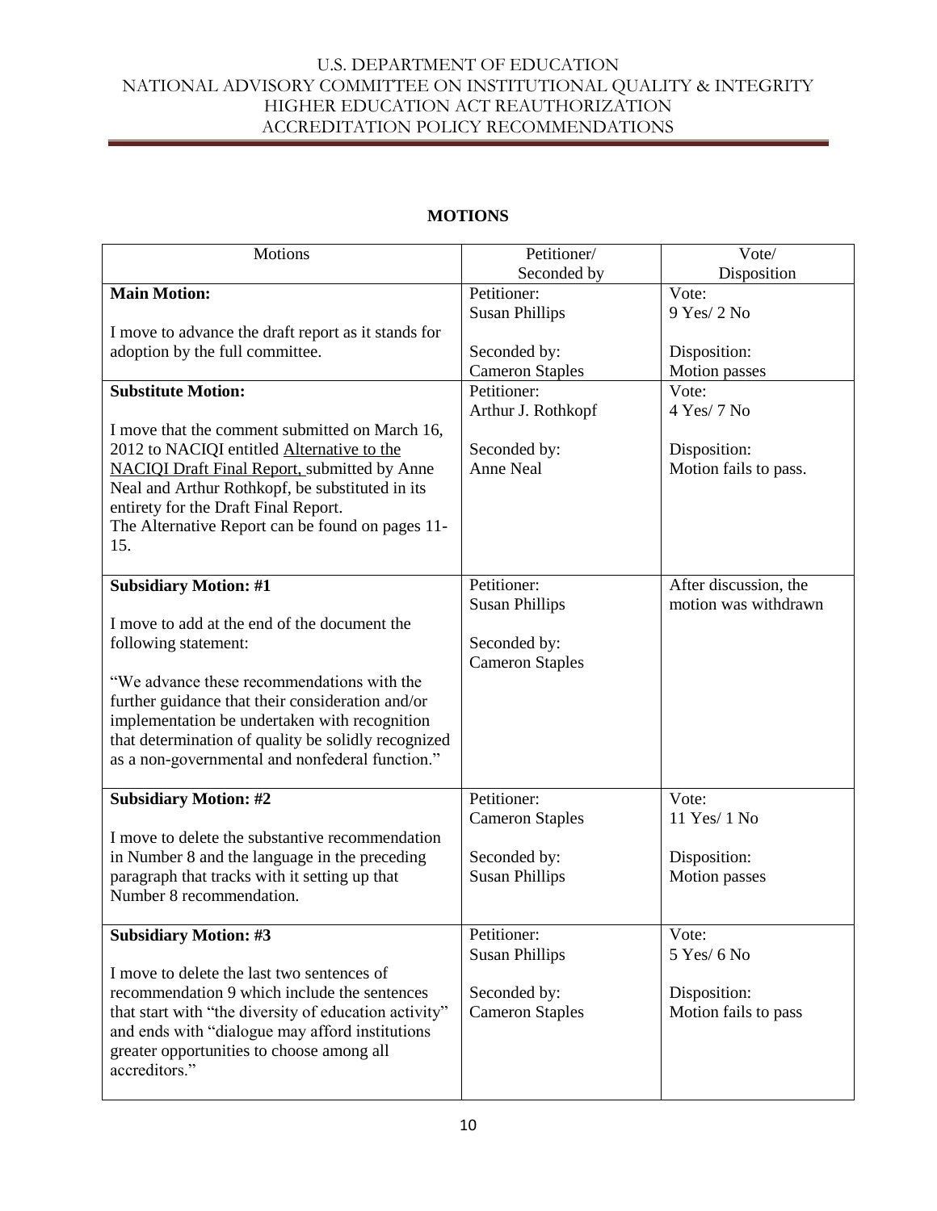# MOTIONS

| Motions | Petitioner/ Seconded by | Vote/ Disposition |
|---|---|---|
| **Main Motion:**<br><br>I move to advance the draft report as it stands for adoption by the full committee. | Petitioner:<br>Susan Phillips<br><br>Seconded by:<br>Cameron Staples | Vote:<br>9 Yes/ 2 No<br><br>Disposition:<br>Motion passes |
| **Substitute Motion:**<br><br>I move that the comment submitted on March 16, 2012 to NACIQI entitled Alternative to the NACIQI Draft Final Report, submitted by Anne Neal and Arthur Rothkopf, be substituted in its entirety for the Draft Final Report.<br>The Alternative Report can be found on pages 11-15. | Petitioner:<br>Arthur J. Rothkopf<br><br>Seconded by:<br>Anne Neal | Vote:<br>4 Yes/ 7 No<br><br>Disposition:<br>Motion fails to pass. |
| **Subsidiary Motion: #1**<br><br>I move to add at the end of the document the following statement:<br><br>"We advance these recommendations with the further guidance that their consideration and/or implementation be undertaken with recognition that determination of quality be solidly recognized as a non-governmental and nonfederal function." | Petitioner:<br>Susan Phillips<br><br>Seconded by:<br>Cameron Staples | After discussion, the motion was withdrawn |
| **Subsidiary Motion: #2**<br><br>I move to delete the substantive recommendation in Number 8 and the language in the preceding paragraph that tracks with it setting up that Number 8 recommendation. | Petitioner:<br>Cameron Staples<br><br>Seconded by:<br>Susan Phillips | Vote:<br>11 Yes/ 1 No<br><br>Disposition:<br>Motion passes |
| **Subsidiary Motion: #3**<br><br>I move to delete the last two sentences of recommendation 9 which include the sentences that start with "the diversity of education activity" and ends with "dialogue may afford institutions greater opportunities to choose among all accreditors." | Petitioner:<br>Susan Phillips<br><br>Seconded by:<br>Cameron Staples | Vote:<br>5 Yes/ 6 No<br><br>Disposition:<br>Motion fails to pass |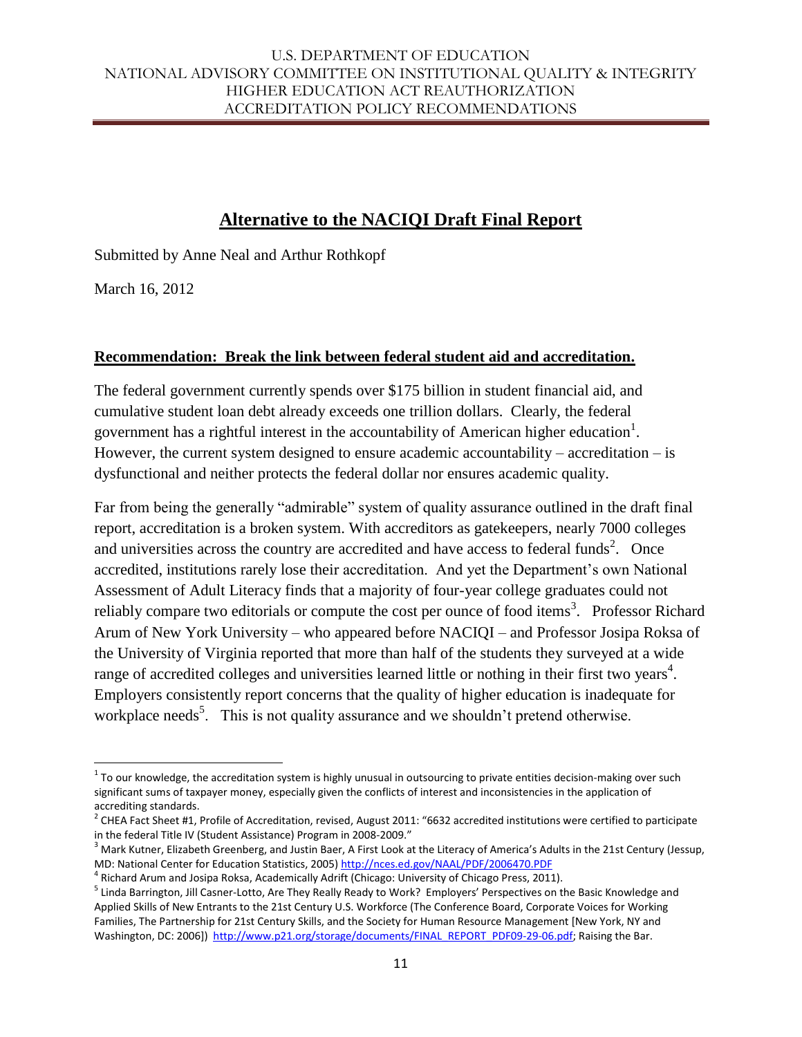## Alternative to the NACIQI Draft Final Report

Submitted by Anne Neal and Arthur Rothkopf

March 16, 2012

### Recommendation: Break the link between federal student aid and accreditation.

The federal government currently spends over $175 billion in student financial aid, and cumulative student loan debt already exceeds one trillion dollars. Clearly, the federal government has a rightful interest in the accountability of American higher education[1]. However, the current system designed to ensure academic accountability – accreditation – is dysfunctional and neither protects the federal dollar nor ensures academic quality.

Far from being the generally "admirable" system of quality assurance outlined in the draft final report, accreditation is a broken system. With accreditors as gatekeepers, nearly 7000 colleges and universities across the country are accredited and have access to federal funds[2]. Once accredited, institutions rarely lose their accreditation. And yet the Department's own National Assessment of Adult Literacy finds that a majority of four-year college graduates could not reliably compare two editorials or compute the cost per ounce of food items[3]. Professor Richard Arum of New York University – who appeared before NACIQI – and Professor Josipa Roksa of the University of Virginia reported that more than half of the students they surveyed at a wide range of accredited colleges and universities learned little or nothing in their first two years[4]. Employers consistently report concerns that the quality of higher education is inadequate for workplace needs[5]. This is not quality assurance and we shouldn't pretend otherwise.

---

[1] To our knowledge, the accreditation system is highly unusual in outsourcing to private entities decision-making over such significant sums of taxpayer money, especially given the conflicts of interest and inconsistencies in the application of accrediting standards.

[2] CHEA Fact Sheet #1, Profile of Accreditation, revised, August 2011: "6632 accredited institutions were certified to participate in the federal Title IV (Student Assistance) Program in 2008-2009."

[3] Mark Kutner, Elizabeth Greenberg, and Justin Baer, A First Look at the Literacy of America's Adults in the 21st Century (Jessup, MD: National Center for Education Statistics, 2005) http://nces.ed.gov/NAAL/PDF/2006470.PDF

[4] Richard Arum and Josipa Roksa, Academically Adrift (Chicago: University of Chicago Press, 2011).

[5] Linda Barrington, Jill Casner-Lotto, Are They Really Ready to Work? Employers' Perspectives on the Basic Knowledge and Applied Skills of New Entrants to the 21st Century U.S. Workforce (The Conference Board, Corporate Voices for Working Families, The Partnership for 21st Century Skills, and the Society for Human Resource Management [New York, NY and Washington, DC: 2006]) http://www.p21.org/storage/documents/FINAL_REPORT_PDF09-29-06.pdf; Raising the Bar.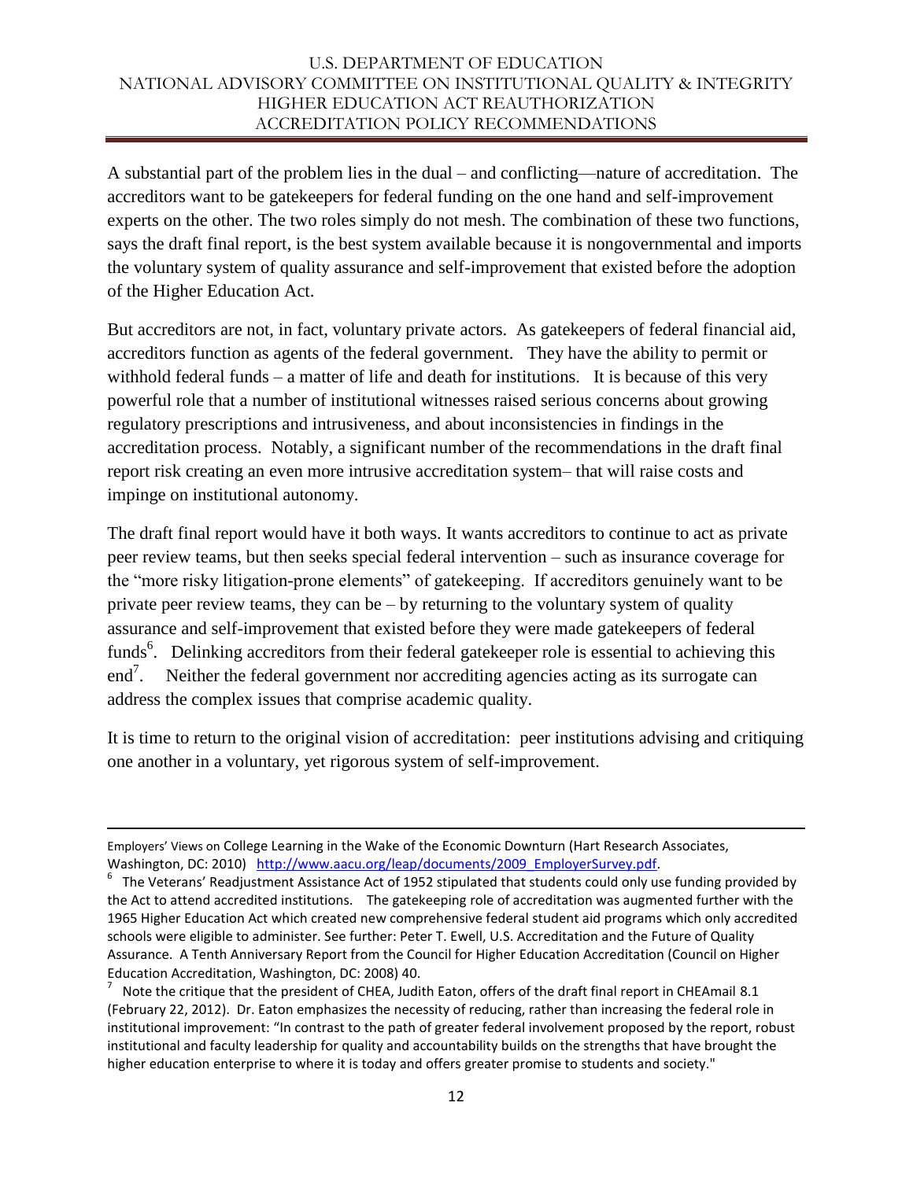A substantial part of the problem lies in the dual – and conflicting—nature of accreditation. The accreditors want to be gatekeepers for federal funding on the one hand and self-improvement experts on the other. The two roles simply do not mesh. The combination of these two functions, says the draft final report, is the best system available because it is nongovernmental and imports the voluntary system of quality assurance and self-improvement that existed before the adoption of the Higher Education Act.

But accreditors are not, in fact, voluntary private actors. As gatekeepers of federal financial aid, accreditors function as agents of the federal government. They have the ability to permit or withhold federal funds – a matter of life and death for institutions. It is because of this very powerful role that a number of institutional witnesses raised serious concerns about growing regulatory prescriptions and intrusiveness, and about inconsistencies in findings in the accreditation process. Notably, a significant number of the recommendations in the draft final report risk creating an even more intrusive accreditation system– that will raise costs and impinge on institutional autonomy.

The draft final report would have it both ways. It wants accreditors to continue to act as private peer review teams, but then seeks special federal intervention – such as insurance coverage for the "more risky litigation-prone elements" of gatekeeping. If accreditors genuinely want to be private peer review teams, they can be – by returning to the voluntary system of quality assurance and self-improvement that existed before they were made gatekeepers of federal funds[6]. Delinking accreditors from their federal gatekeeper role is essential to achieving this end[7]. Neither the federal government nor accrediting agencies acting as its surrogate can address the complex issues that comprise academic quality.

It is time to return to the original vision of accreditation: peer institutions advising and critiquing one another in a voluntary, yet rigorous system of self-improvement.

---

Employers' Views on College Learning in the Wake of the Economic Downturn (Hart Research Associates, Washington, DC: 2010) http://www.aacu.org/leap/documents/2009_EmployerSurvey.pdf.

[6] The Veterans' Readjustment Assistance Act of 1952 stipulated that students could only use funding provided by the Act to attend accredited institutions. The gatekeeping role of accreditation was augmented further with the 1965 Higher Education Act which created new comprehensive federal student aid programs which only accredited schools were eligible to administer. See further: Peter T. Ewell, U.S. Accreditation and the Future of Quality Assurance. A Tenth Anniversary Report from the Council for Higher Education Accreditation (Council on Higher Education Accreditation, Washington, DC: 2008) 40.

[7] Note the critique that the president of CHEA, Judith Eaton, offers of the draft final report in CHEAmail 8.1 (February 22, 2012). Dr. Eaton emphasizes the necessity of reducing, rather than increasing the federal role in institutional improvement: "In contrast to the path of greater federal involvement proposed by the report, robust institutional and faculty leadership for quality and accountability builds on the strengths that have brought the higher education enterprise to where it is today and offers greater promise to students and society."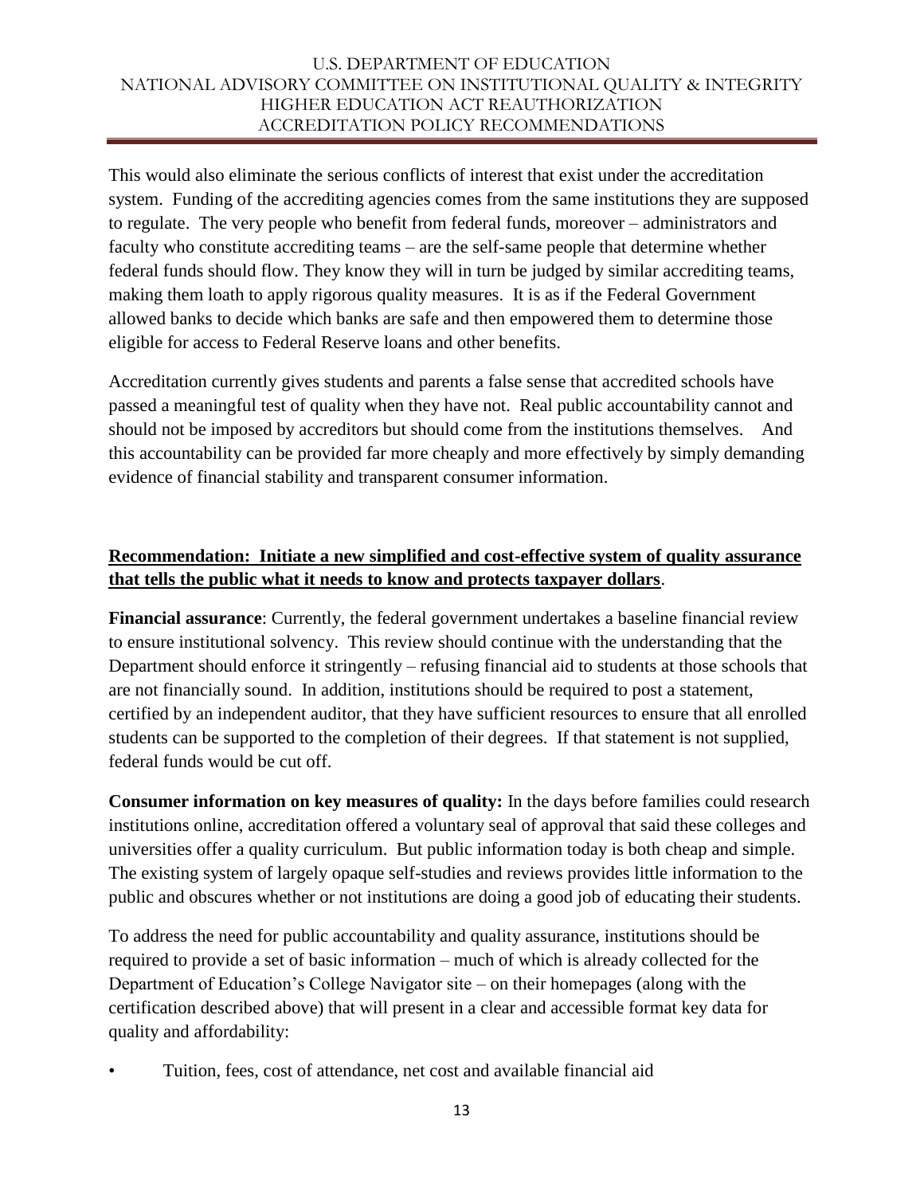This would also eliminate the serious conflicts of interest that exist under the accreditation system. Funding of the accrediting agencies comes from the same institutions they are supposed to regulate. The very people who benefit from federal funds, moreover – administrators and faculty who constitute accrediting teams – are the self-same people that determine whether federal funds should flow. They know they will in turn be judged by similar accrediting teams, making them loath to apply rigorous quality measures. It is as if the Federal Government allowed banks to decide which banks are safe and then empowered them to determine those eligible for access to Federal Reserve loans and other benefits.

Accreditation currently gives students and parents a false sense that accredited schools have passed a meaningful test of quality when they have not. Real public accountability cannot and should not be imposed by accreditors but should come from the institutions themselves. And this accountability can be provided far more cheaply and more effectively by simply demanding evidence of financial stability and transparent consumer information.

**Recommendation: Initiate a new simplified and cost-effective system of quality assurance that tells the public what it needs to know and protects taxpayer dollars**.

**Financial assurance**: Currently, the federal government undertakes a baseline financial review to ensure institutional solvency. This review should continue with the understanding that the Department should enforce it stringently – refusing financial aid to students at those schools that are not financially sound. In addition, institutions should be required to post a statement, certified by an independent auditor, that they have sufficient resources to ensure that all enrolled students can be supported to the completion of their degrees. If that statement is not supplied, federal funds would be cut off.

**Consumer information on key measures of quality:** In the days before families could research institutions online, accreditation offered a voluntary seal of approval that said these colleges and universities offer a quality curriculum. But public information today is both cheap and simple. The existing system of largely opaque self-studies and reviews provides little information to the public and obscures whether or not institutions are doing a good job of educating their students.

To address the need for public accountability and quality assurance, institutions should be required to provide a set of basic information – much of which is already collected for the Department of Education's College Navigator site – on their homepages (along with the certification described above) that will present in a clear and accessible format key data for quality and affordability:

- Tuition, fees, cost of attendance, net cost and available financial aid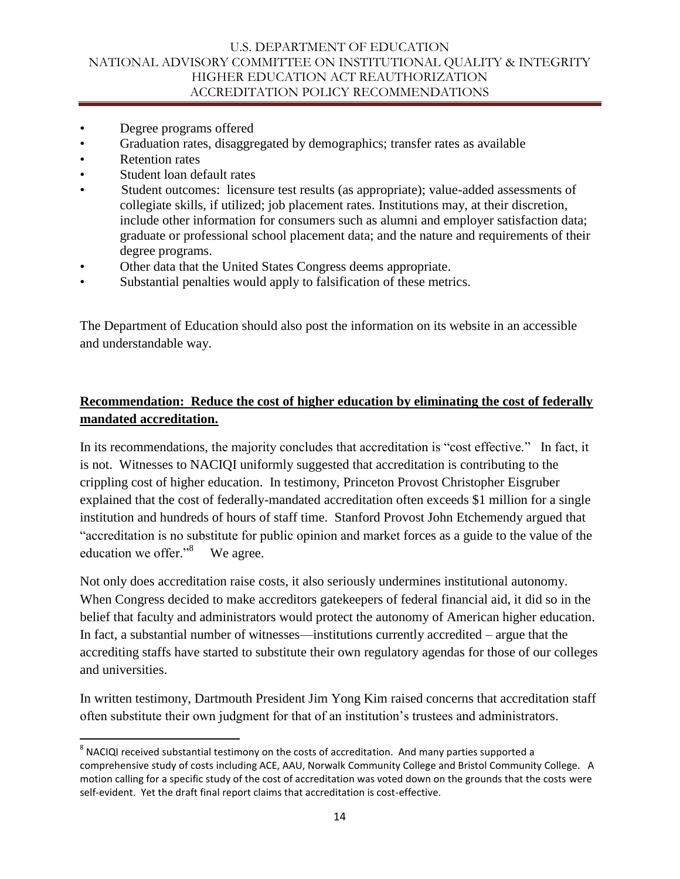- Degree programs offered
- Graduation rates, disaggregated by demographics; transfer rates as available
- Retention rates
- Student loan default rates
- Student outcomes: licensure test results (as appropriate); value-added assessments of collegiate skills, if utilized; job placement rates. Institutions may, at their discretion, include other information for consumers such as alumni and employer satisfaction data; graduate or professional school placement data; and the nature and requirements of their degree programs.
- Other data that the United States Congress deems appropriate.
- Substantial penalties would apply to falsification of these metrics.

The Department of Education should also post the information on its website in an accessible and understandable way.

**Recommendation: Reduce the cost of higher education by eliminating the cost of federally mandated accreditation.**

In its recommendations, the majority concludes that accreditation is "cost effective." In fact, it is not. Witnesses to NACIQI uniformly suggested that accreditation is contributing to the crippling cost of higher education. In testimony, Princeton Provost Christopher Eisgruber explained that the cost of federally-mandated accreditation often exceeds $1 million for a single institution and hundreds of hours of staff time. Stanford Provost John Etchemendy argued that "accreditation is no substitute for public opinion and market forces as a guide to the value of the education we offer."[8] We agree.

Not only does accreditation raise costs, it also seriously undermines institutional autonomy. When Congress decided to make accreditors gatekeepers of federal financial aid, it did so in the belief that faculty and administrators would protect the autonomy of American higher education. In fact, a substantial number of witnesses—institutions currently accredited – argue that the accrediting staffs have started to substitute their own regulatory agendas for those of our colleges and universities.

In written testimony, Dartmouth President Jim Yong Kim raised concerns that accreditation staff often substitute their own judgment for that of an institution's trustees and administrators.

[8] NACIQI received substantial testimony on the costs of accreditation. And many parties supported a comprehensive study of costs including ACE, AAU, Norwalk Community College and Bristol Community College. A motion calling for a specific study of the cost of accreditation was voted down on the grounds that the costs were self-evident. Yet the draft final report claims that accreditation is cost-effective.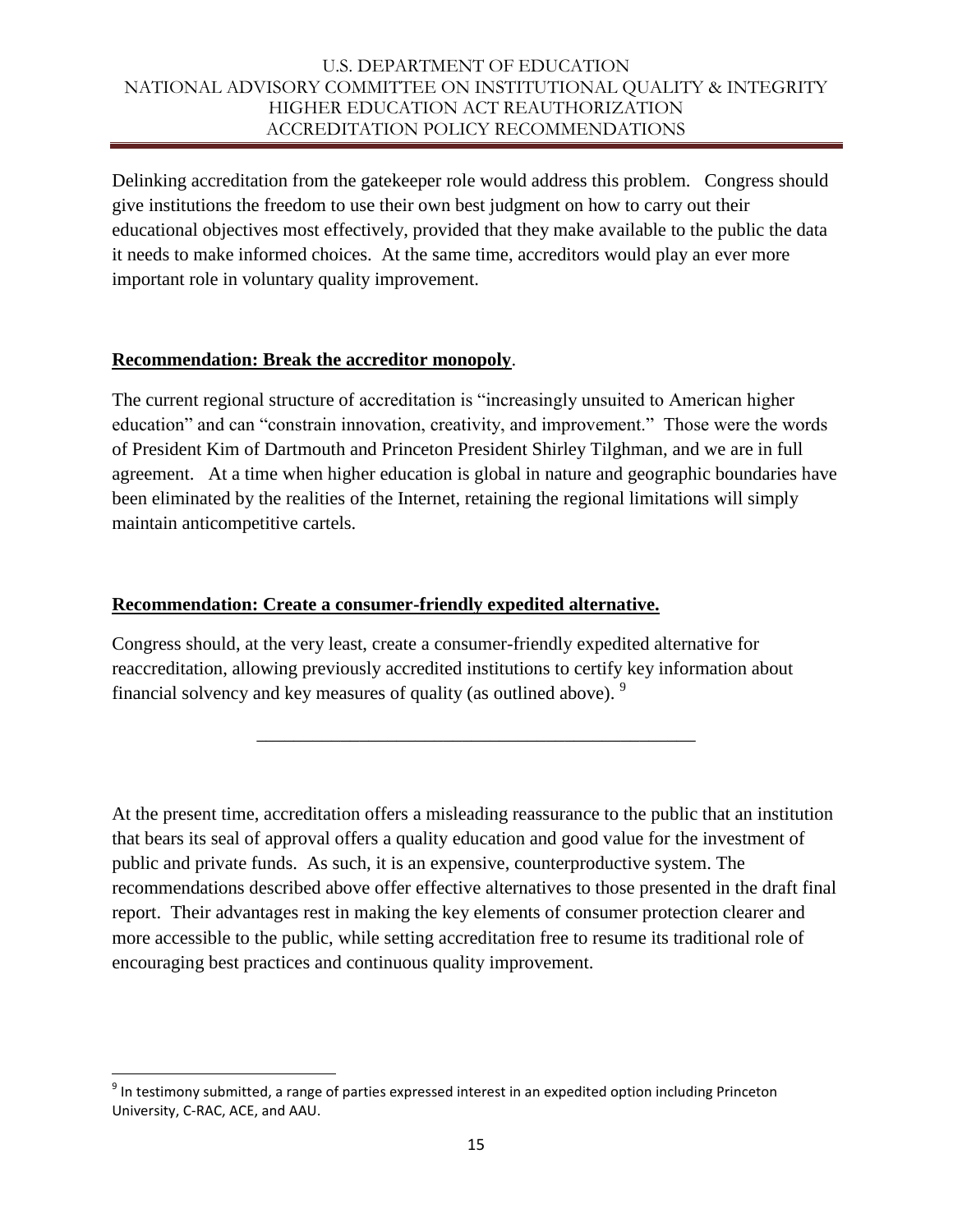Delinking accreditation from the gatekeeper role would address this problem. Congress should give institutions the freedom to use their own best judgment on how to carry out their educational objectives most effectively, provided that they make available to the public the data it needs to make informed choices. At the same time, accreditors would play an ever more important role in voluntary quality improvement.

**Recommendation: Break the accreditor monopoly**.

The current regional structure of accreditation is "increasingly unsuited to American higher education" and can "constrain innovation, creativity, and improvement." Those were the words of President Kim of Dartmouth and Princeton President Shirley Tilghman, and we are in full agreement. At a time when higher education is global in nature and geographic boundaries have been eliminated by the realities of the Internet, retaining the regional limitations will simply maintain anticompetitive cartels.

**Recommendation: Create a consumer-friendly expedited alternative.**

Congress should, at the very least, create a consumer-friendly expedited alternative for reaccreditation, allowing previously accredited institutions to certify key information about financial solvency and key measures of quality (as outlined above). [9]

---

At the present time, accreditation offers a misleading reassurance to the public that an institution that bears its seal of approval offers a quality education and good value for the investment of public and private funds. As such, it is an expensive, counterproductive system. The recommendations described above offer effective alternatives to those presented in the draft final report. Their advantages rest in making the key elements of consumer protection clearer and more accessible to the public, while setting accreditation free to resume its traditional role of encouraging best practices and continuous quality improvement.

[9] In testimony submitted, a range of parties expressed interest in an expedited option including Princeton University, C-RAC, ACE, and AAU.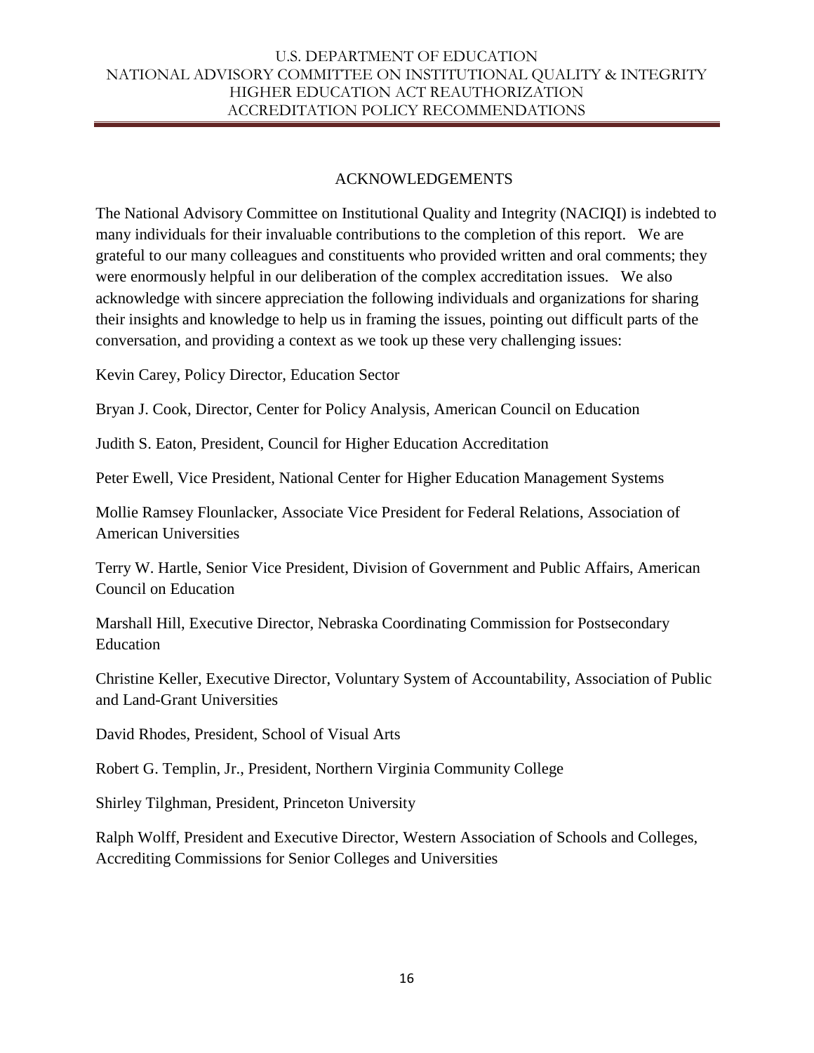## ACKNOWLEDGEMENTS

The National Advisory Committee on Institutional Quality and Integrity (NACIQI) is indebted to many individuals for their invaluable contributions to the completion of this report. We are grateful to our many colleagues and constituents who provided written and oral comments; they were enormously helpful in our deliberation of the complex accreditation issues. We also acknowledge with sincere appreciation the following individuals and organizations for sharing their insights and knowledge to help us in framing the issues, pointing out difficult parts of the conversation, and providing a context as we took up these very challenging issues:

Kevin Carey, Policy Director, Education Sector

Bryan J. Cook, Director, Center for Policy Analysis, American Council on Education

Judith S. Eaton, President, Council for Higher Education Accreditation

Peter Ewell, Vice President, National Center for Higher Education Management Systems

Mollie Ramsey Flounlacker, Associate Vice President for Federal Relations, Association of American Universities

Terry W. Hartle, Senior Vice President, Division of Government and Public Affairs, American Council on Education

Marshall Hill, Executive Director, Nebraska Coordinating Commission for Postsecondary Education

Christine Keller, Executive Director, Voluntary System of Accountability, Association of Public and Land-Grant Universities

David Rhodes, President, School of Visual Arts

Robert G. Templin, Jr., President, Northern Virginia Community College

Shirley Tilghman, President, Princeton University

Ralph Wolff, President and Executive Director, Western Association of Schools and Colleges, Accrediting Commissions for Senior Colleges and Universities